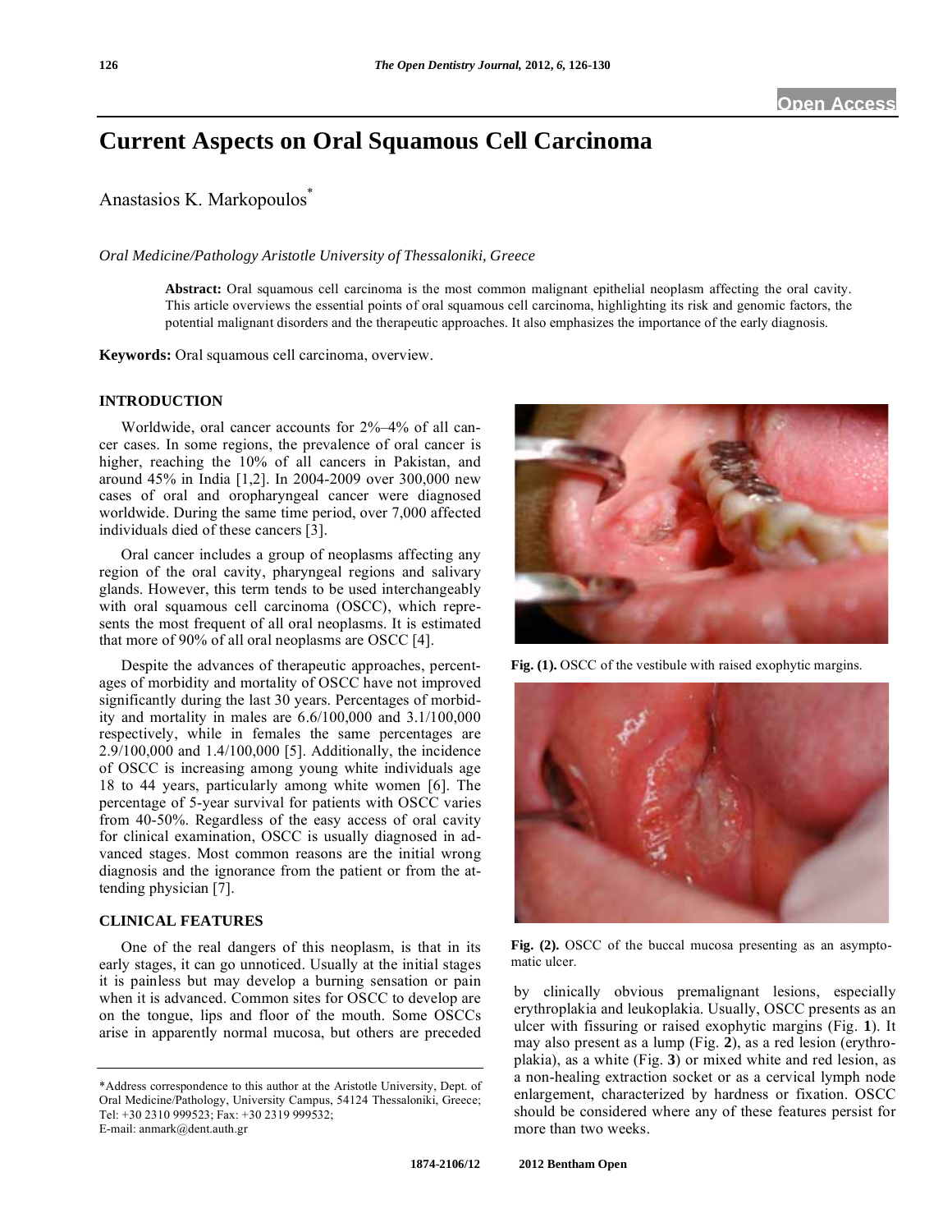# Current Aspects on Oral Squamous Cell Carcinoma

Anastasios K. Markopoulos*

*Oral Medicine/Pathology Aristotle University of Thessaloniki, Greece*

**Abstract:** Oral squamous cell carcinoma is the most common malignant epithelial neoplasm affecting the oral cavity. This article overviews the essential points of oral squamous cell carcinoma, highlighting its risk and genomic factors, the potential malignant disorders and the therapeutic approaches. It also emphasizes the importance of the early diagnosis.

**Keywords:** Oral squamous cell carcinoma, overview.

## INTRODUCTION

Worldwide, oral cancer accounts for 2%–4% of all cancer cases. In some regions, the prevalence of oral cancer is higher, reaching the 10% of all cancers in Pakistan, and around 45% in India [1,2]. In 2004-2009 over 300,000 new cases of oral and oropharyngeal cancer were diagnosed worldwide. During the same time period, over 7,000 affected individuals died of these cancers [3].

Oral cancer includes a group of neoplasms affecting any region of the oral cavity, pharyngeal regions and salivary glands. However, this term tends to be used interchangeably with oral squamous cell carcinoma (OSCC), which represents the most frequent of all oral neoplasms. It is estimated that more of 90% of all oral neoplasms are OSCC [4].

Despite the advances of therapeutic approaches, percentages of morbidity and mortality of OSCC have not improved significantly during the last 30 years. Percentages of morbidity and mortality in males are 6.6/100,000 and 3.1/100,000 respectively, while in females the same percentages are 2.9/100,000 and 1.4/100,000 [5]. Additionally, the incidence of OSCC is increasing among young white individuals age 18 to 44 years, particularly among white women [6]. The percentage of 5-year survival for patients with OSCC varies from 40-50%. Regardless of the easy access of oral cavity for clinical examination, OSCC is usually diagnosed in advanced stages. Most common reasons are the initial wrong diagnosis and the ignorance from the patient or from the attending physician [7].

## CLINICAL FEATURES

One of the real dangers of this neoplasm, is that in its early stages, it can go unnoticed. Usually at the initial stages it is painless but may develop a burning sensation or pain when it is advanced. Common sites for OSCC to develop are on the tongue, lips and floor of the mouth. Some OSCCs arise in apparently normal mucosa, but others are preceded by clinically obvious premalignant lesions, especially erythroplakia and leukoplakia. Usually, OSCC presents as an ulcer with fissuring or raised exophytic margins (Fig. **1**). It may also present as a lump (Fig. **2**), as a red lesion (erythroplakia), as a white (Fig. **3**) or mixed white and red lesion, as a non-healing extraction socket or as a cervical lymph node enlargement, characterized by hardness or fixation. OSCC should be considered where any of these features persist for more than two weeks.

**Fig. (1).** OSCC of the vestibule with raised exophytic margins.

**Fig. (2).** OSCC of the buccal mucosa presenting as an asymptomatic ulcer.

*Address correspondence to this author at the Aristotle University, Dept. of Oral Medicine/Pathology, University Campus, 54124 Thessaloniki, Greece; Tel: +30 2310 999523; Fax: +30 2319 999532; E-mail: anmark@dent.auth.gr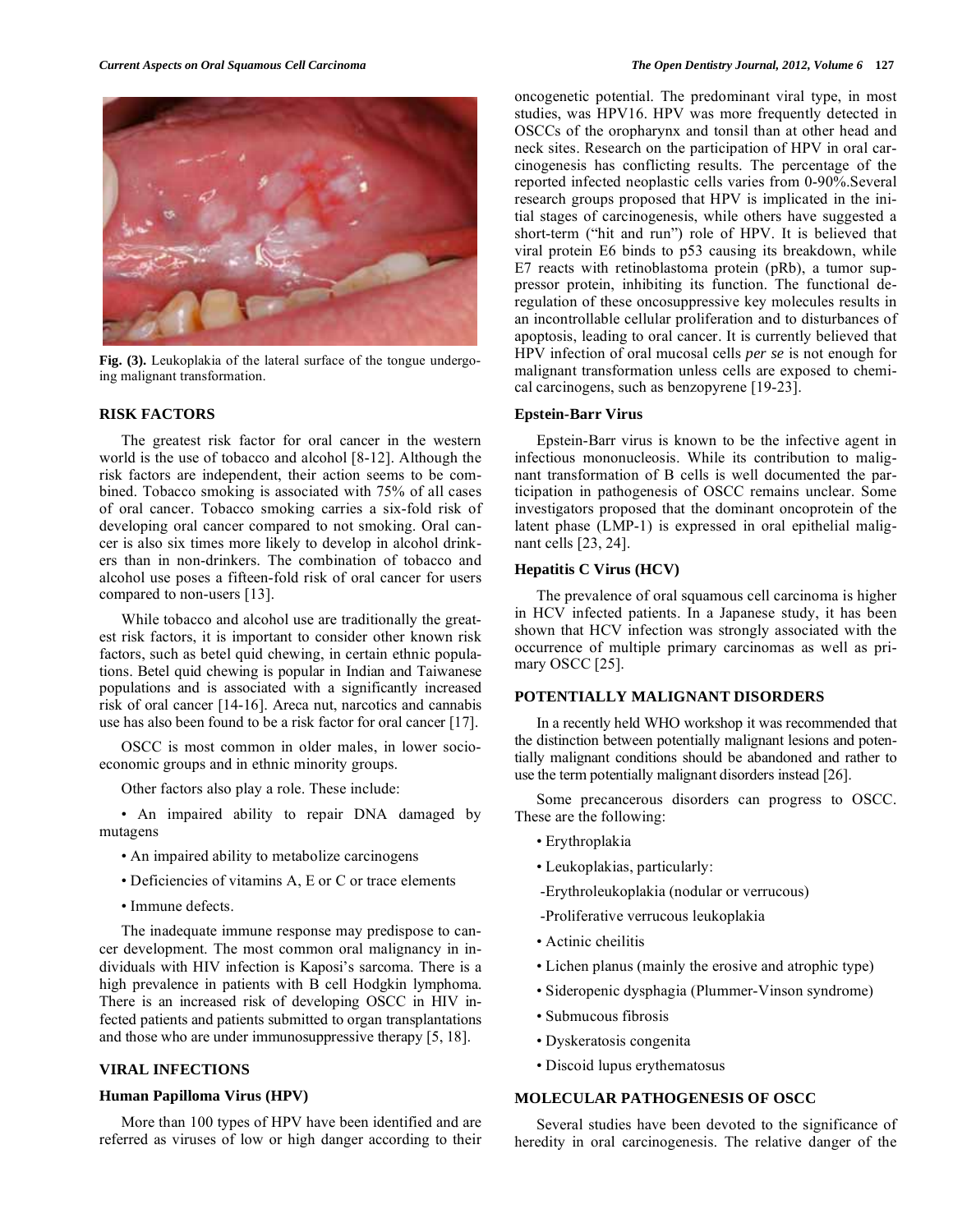Fig. (3). Leukoplakia of the lateral surface of the tongue undergoing malignant transformation.

## RISK FACTORS

The greatest risk factor for oral cancer in the western world is the use of tobacco and alcohol [8-12]. Although the risk factors are independent, their action seems to be combined. Tobacco smoking is associated with 75% of all cases of oral cancer. Tobacco smoking carries a six-fold risk of developing oral cancer compared to not smoking. Oral cancer is also six times more likely to develop in alcohol drinkers than in non-drinkers. The combination of tobacco and alcohol use poses a fifteen-fold risk of oral cancer for users compared to non-users [13].

While tobacco and alcohol use are traditionally the greatest risk factors, it is important to consider other known risk factors, such as betel quid chewing, in certain ethnic populations. Betel quid chewing is popular in Indian and Taiwanese populations and is associated with a significantly increased risk of oral cancer [14-16]. Areca nut, narcotics and cannabis use has also been found to be a risk factor for oral cancer [17].

OSCC is most common in older males, in lower socioeconomic groups and in ethnic minority groups.

Other factors also play a role. These include:

- An impaired ability to repair DNA damaged by mutagens
- An impaired ability to metabolize carcinogens
- Deficiencies of vitamins A, E or C or trace elements
- Immune defects.

The inadequate immune response may predispose to cancer development. The most common oral malignancy in individuals with HIV infection is Kaposi's sarcoma. There is a high prevalence in patients with B cell Hodgkin lymphoma. There is an increased risk of developing OSCC in HIV infected patients and patients submitted to organ transplantations and those who are under immunosuppressive therapy [5, 18].

## VIRAL INFECTIONS

### Human Papilloma Virus (HPV)

More than 100 types of HPV have been identified and are referred as viruses of low or high danger according to their oncogenetic potential. The predominant viral type, in most studies, was HPV16. HPV was more frequently detected in OSCCs of the oropharynx and tonsil than at other head and neck sites. Research on the participation of HPV in oral carcinogenesis has conflicting results. The percentage of the reported infected neoplastic cells varies from 0-90%.Several research groups proposed that HPV is implicated in the initial stages of carcinogenesis, while others have suggested a short-term ("hit and run") role of HPV. It is believed that viral protein E6 binds to p53 causing its breakdown, while E7 reacts with retinoblastoma protein (pRb), a tumor suppressor protein, inhibiting its function. The functional deregulation of these oncosuppressive key molecules results in an incontrollable cellular proliferation and to disturbances of apoptosis, leading to oral cancer. It is currently believed that HPV infection of oral mucosal cells *per se* is not enough for malignant transformation unless cells are exposed to chemical carcinogens, such as benzopyrene [19-23].

### Epstein-Barr Virus

Epstein-Barr virus is known to be the infective agent in infectious mononucleosis. While its contribution to malignant transformation of B cells is well documented the participation in pathogenesis of OSCC remains unclear. Some investigators proposed that the dominant oncoprotein of the latent phase (LMP-1) is expressed in oral epithelial malignant cells [23, 24].

### Hepatitis C Virus (HCV)

The prevalence of oral squamous cell carcinoma is higher in HCV infected patients. In a Japanese study, it has been shown that HCV infection was strongly associated with the occurrence of multiple primary carcinomas as well as primary OSCC [25].

## POTENTIALLY MALIGNANT DISORDERS

In a recently held WHO workshop it was recommended that the distinction between potentially malignant lesions and potentially malignant conditions should be abandoned and rather to use the term potentially malignant disorders instead [26].

Some precancerous disorders can progress to OSCC. These are the following:

- Erythroplakia
- Leukoplakias, particularly:
  - Erythroleukoplakia (nodular or verrucous)
  - Proliferative verrucous leukoplakia
- Actinic cheilitis
- Lichen planus (mainly the erosive and atrophic type)
- Sideropenic dysphagia (Plummer-Vinson syndrome)
- Submucous fibrosis
- Dyskeratosis congenita
- Discoid lupus erythematosus

## MOLECULAR PATHOGENESIS OF OSCC

Several studies have been devoted to the significance of heredity in oral carcinogenesis. The relative danger of the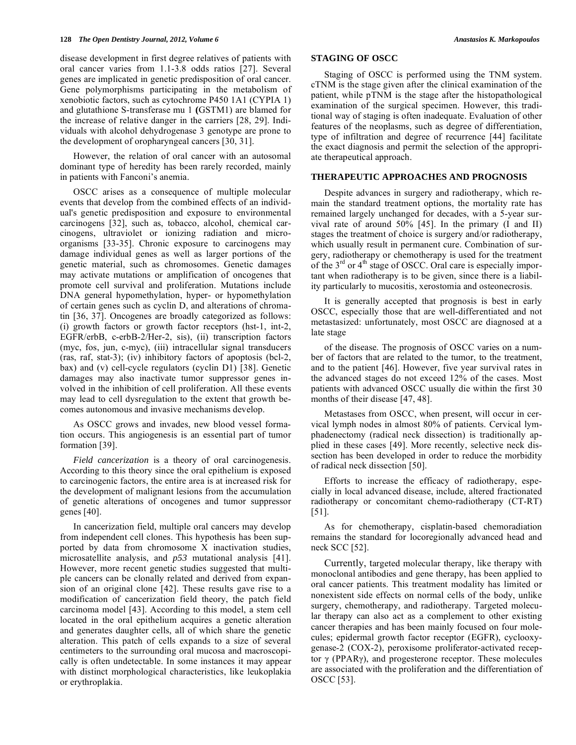disease development in first degree relatives of patients with oral cancer varies from 1.1-3.8 odds ratios [27]. Several genes are implicated in genetic predisposition of oral cancer. Gene polymorphisms participating in the metabolism of xenobiotic factors, such as cytochrome P450 1A1 (CYPIA 1) and glutathione S-transferase mu 1 **(**GSTM1) are blamed for the increase of relative danger in the carriers [28, 29]. Individuals with alcohol dehydrogenase 3 genotype are prone to the development of oropharyngeal cancers [30, 31].

However, the relation of oral cancer with an autosomal dominant type of heredity has been rarely recorded, mainly in patients with Fanconi's anemia.

OSCC arises as a consequence of multiple molecular events that develop from the combined effects of an individual's genetic predisposition and exposure to environmental carcinogens [32], such as, tobacco, alcohol, chemical carcinogens, ultraviolet or ionizing radiation and microorganisms [33-35]. Chronic exposure to carcinogens may damage individual genes as well as larger portions of the genetic material, such as chromosomes. Genetic damages may activate mutations or amplification of oncogenes that promote cell survival and proliferation. Mutations include DNA general hypomethylation, hyper- or hypomethylation of certain genes such as cyclin D, and alterations of chromatin [36, 37]. Oncogenes are broadly categorized as follows: (i) growth factors or growth factor receptors (hst-1, int-2, EGFR/erbB, c-erbB-2/Her-2, sis), (ii) transcription factors (myc, fos, jun, c-myc), (iii) intracellular signal transducers (ras, raf, stat-3); (iv) inhibitory factors of apoptosis (bcl-2, bax) and (v) cell-cycle regulators (cyclin D1) [38]. Genetic damages may also inactivate tumor suppressor genes involved in the inhibition of cell proliferation. All these events may lead to cell dysregulation to the extent that growth becomes autonomous and invasive mechanisms develop.

As OSCC grows and invades, new blood vessel formation occurs. This angiogenesis is an essential part of tumor formation [39].

*Field cancerization* is a theory of oral carcinogenesis. According to this theory since the oral epithelium is exposed to carcinogenic factors, the entire area is at increased risk for the development of malignant lesions from the accumulation of genetic alterations of oncogenes and tumor suppressor genes [40].

In cancerization field, multiple oral cancers may develop from independent cell clones. This hypothesis has been supported by data from chromosome X inactivation studies, microsatellite analysis, and *p53* mutational analysis [41]. However, more recent genetic studies suggested that multiple cancers can be clonally related and derived from expansion of an original clone [42]. These results gave rise to a modification of cancerization field theory, the patch field carcinoma model [43]. According to this model, a stem cell located in the oral epithelium acquires a genetic alteration and generates daughter cells, all of which share the genetic alteration. This patch of cells expands to a size of several centimeters to the surrounding oral mucosa and macroscopically is often undetectable. In some instances it may appear with distinct morphological characteristics, like leukoplakia or erythroplakia.

## STAGING OF OSCC

Staging of OSCC is performed using the TNM system. cTNM is the stage given after the clinical examination of the patient, while pTNM is the stage after the histopathological examination of the surgical specimen. However, this traditional way of staging is often inadequate. Evaluation of other features of the neoplasms, such as degree of differentiation, type of infiltration and degree of recurrence [44] facilitate the exact diagnosis and permit the selection of the appropriate therapeutical approach.

## THERAPEUTIC APPROACHES AND PROGNOSIS

Despite advances in surgery and radiotherapy, which remain the standard treatment options, the mortality rate has remained largely unchanged for decades, with a 5-year survival rate of around 50% [45]. In the primary (I and II) stages the treatment of choice is surgery and/or radiotherapy, which usually result in permanent cure. Combination of surgery, radiotherapy or chemotherapy is used for the treatment of the 3rd or 4th stage of OSCC. Oral care is especially important when radiotherapy is to be given, since there is a liability particularly to mucositis, xerostomia and osteonecrosis.

It is generally accepted that prognosis is best in early OSCC, especially those that are well-differentiated and not metastasized: unfortunately, most OSCC are diagnosed at a late stage

of the disease. The prognosis of OSCC varies on a number of factors that are related to the tumor, to the treatment, and to the patient [46]. However, five year survival rates in the advanced stages do not exceed 12% of the cases. Most patients with advanced OSCC usually die within the first 30 months of their disease [47, 48].

Metastases from OSCC, when present, will occur in cervical lymph nodes in almost 80% of patients. Cervical lymphadenectomy (radical neck dissection) is traditionally applied in these cases [49]. More recently, selective neck dissection has been developed in order to reduce the morbidity of radical neck dissection [50].

Efforts to increase the efficacy of radiotherapy, especially in local advanced disease, include, altered fractionated radiotherapy or concomitant chemo-radiotherapy (CT-RT) [51].

As for chemotherapy, cisplatin-based chemoradiation remains the standard for locoregionally advanced head and neck SCC [52].

Currently, targeted molecular therapy, like therapy with monoclonal antibodies and gene therapy, has been applied to oral cancer patients. This treatment modality has limited or nonexistent side effects on normal cells of the body, unlike surgery, chemotherapy, and radiotherapy. Targeted molecular therapy can also act as a complement to other existing cancer therapies and has been mainly focused on four molecules; epidermal growth factor receptor (EGFR), cyclooxygenase-2 (COX-2), peroxisome proliferator-activated receptor $\gamma$ (PPAR$\gamma$), and progesterone receptor. These molecules are associated with the proliferation and the differentiation of OSCC [53].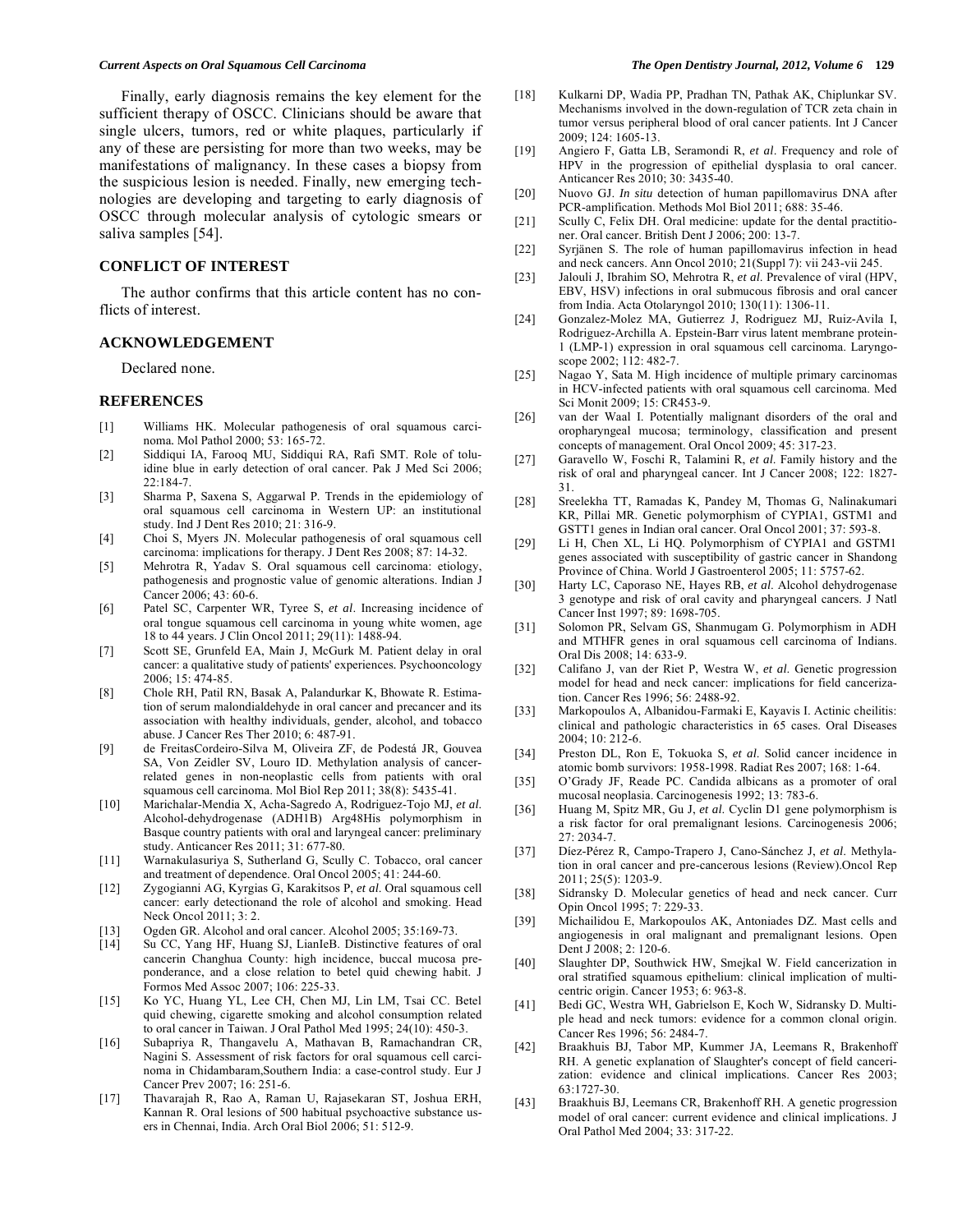Finally, early diagnosis remains the key element for the sufficient therapy of OSCC. Clinicians should be aware that single ulcers, tumors, red or white plaques, particularly if any of these are persisting for more than two weeks, may be manifestations of malignancy. In these cases a biopsy from the suspicious lesion is needed. Finally, new emerging technologies are developing and targeting to early diagnosis of OSCC through molecular analysis of cytologic smears or saliva samples [54].

## CONFLICT OF INTEREST

The author confirms that this article content has no conflicts of interest.

## ACKNOWLEDGEMENT

Declared none.

## REFERENCES

[1] Williams HK. Molecular pathogenesis of oral squamous carcinoma. Mol Pathol 2000; 53: 165-72.

[2] Siddiqui IA, Farooq MU, Siddiqui RA, Rafi SMT. Role of toluidine blue in early detection of oral cancer. Pak J Med Sci 2006; 22:184-7.

[3] Sharma P, Saxena S, Aggarwal P. Trends in the epidemiology of oral squamous cell carcinoma in Western UP: an institutional study. Ind J Dent Res 2010; 21: 316-9.

[4] Choi S, Myers JN. Molecular pathogenesis of oral squamous cell carcinoma: implications for therapy. J Dent Res 2008; 87: 14-32.

[5] Mehrotra R, Yadav S. Oral squamous cell carcinoma: etiology, pathogenesis and prognostic value of genomic alterations. Indian J Cancer 2006; 43: 60-6.

[6] Patel SC, Carpenter WR, Tyree S, *et al*. Increasing incidence of oral tongue squamous cell carcinoma in young white women, age 18 to 44 years. J Clin Oncol 2011; 29(11): 1488-94.

[7] Scott SE, Grunfeld EA, Main J, McGurk M. Patient delay in oral cancer: a qualitative study of patients' experiences. Psychooncology 2006; 15: 474-85.

[8] Chole RH, Patil RN, Basak A, Palandurkar K, Bhowate R. Estimation of serum malondialdehyde in oral cancer and precancer and its association with healthy individuals, gender, alcohol, and tobacco abuse. J Cancer Res Ther 2010; 6: 487-91.

[9] de FreitasCordeiro-Silva M, Oliveira ZF, de Podestá JR, Gouvea SA, Von Zeidler SV, Louro ID. Methylation analysis of cancer-related genes in non-neoplastic cells from patients with oral squamous cell carcinoma. Mol Biol Rep 2011; 38(8): 5435-41.

[10] Marichalar-Mendia X, Acha-Sagredo A, Rodriguez-Tojo MJ, *et al*. Alcohol-dehydrogenase (ADH1B) Arg48His polymorphism in Basque country patients with oral and laryngeal cancer: preliminary study. Anticancer Res 2011; 31: 677-80.

[11] Warnakulasuriya S, Sutherland G, Scully C. Tobacco, oral cancer and treatment of dependence. Oral Oncol 2005; 41: 244-60.

[12] Zygogianni AG, Kyrgias G, Karakitsos P, *et al*. Oral squamous cell cancer: early detectionand the role of alcohol and smoking. Head Neck Oncol 2011; 3: 2.

[13] Ogden GR. Alcohol and oral cancer. Alcohol 2005; 35:169-73.

[14] Su CC, Yang HF, Huang SJ, LianIeB. Distinctive features of oral cancerin Changhua County: high incidence, buccal mucosa preponderance, and a close relation to betel quid chewing habit. J Formos Med Assoc 2007; 106: 225-33.

[15] Ko YC, Huang YL, Lee CH, Chen MJ, Lin LM, Tsai CC. Betel quid chewing, cigarette smoking and alcohol consumption related to oral cancer in Taiwan. J Oral Pathol Med 1995; 24(10): 450-3.

[16] Subapriya R, Thangavelu A, Mathavan B, Ramachandran CR, Nagini S. Assessment of risk factors for oral squamous cell carcinoma in Chidambaram,Southern India: a case-control study. Eur J Cancer Prev 2007; 16: 251-6.

[17] Thavarajah R, Rao A, Raman U, Rajasekaran ST, Joshua ERH, Kannan R. Oral lesions of 500 habitual psychoactive substance users in Chennai, India. Arch Oral Biol 2006; 51: 512-9.

[18] Kulkarni DP, Wadia PP, Pradhan TN, Pathak AK, Chiplunkar SV. Mechanisms involved in the down-regulation of TCR zeta chain in tumor versus peripheral blood of oral cancer patients. Int J Cancer 2009; 124: 1605-13.

[19] Angiero F, Gatta LB, Seramondi R, *et al*. Frequency and role of HPV in the progression of epithelial dysplasia to oral cancer. Anticancer Res 2010; 30: 3435-40.

[20] Nuovo GJ. *In situ* detection of human papillomavirus DNA after PCR-amplification. Methods Mol Biol 2011; 688: 35-46.

[21] Scully C, Felix DH. Oral medicine: update for the dental practitioner. Oral cancer. British Dent J 2006; 200: 13-7.

[22] Syrjänen S. The role of human papillomavirus infection in head and neck cancers. Ann Oncol 2010; 21(Suppl 7): vii 243-vii 245.

[23] Jalouli J, Ibrahim SO, Mehrotra R, *et al*. Prevalence of viral (HPV, EBV, HSV) infections in oral submucous fibrosis and oral cancer from India. Acta Otolaryngol 2010; 130(11): 1306-11.

[24] Gonzalez-Molez MA, Gutierrez J, Rodriguez MJ, Ruiz-Avila I, Rodriguez-Archilla A. Epstein-Barr virus latent membrane protein-1 (LMP-1) expression in oral squamous cell carcinoma. Laryngoscope 2002; 112: 482-7.

[25] Nagao Y, Sata M. High incidence of multiple primary carcinomas in HCV-infected patients with oral squamous cell carcinoma. Med Sci Monit 2009; 15: CR453-9.

[26] van der Waal I. Potentially malignant disorders of the oral and oropharyngeal mucosa; terminology, classification and present concepts of management. Oral Oncol 2009; 45: 317-23.

[27] Garavello W, Foschi R, Talamini R, *et al*. Family history and the risk of oral and pharyngeal cancer. Int J Cancer 2008; 122: 1827-31.

[28] Sreelekha TT, Ramadas K, Pandey M, Thomas G, Nalinakumari KR, Pillai MR. Genetic polymorphism of CYPIA1, GSTM1 and GSTT1 genes in Indian oral cancer. Oral Oncol 2001; 37: 593-8.

[29] Li H, Chen XL, Li HQ. Polymorphism of CYPIA1 and GSTM1 genes associated with susceptibility of gastric cancer in Shandong Province of China. World J Gastroenterol 2005; 11: 5757-62.

[30] Harty LC, Caporaso NE, Hayes RB, *et al*. Alcohol dehydrogenase 3 genotype and risk of oral cavity and pharyngeal cancers. J Natl Cancer Inst 1997; 89: 1698-705.

[31] Solomon PR, Selvam GS, Shanmugam G. Polymorphism in ADH and MTHFR genes in oral squamous cell carcinoma of Indians. Oral Dis 2008; 14: 633-9.

[32] Califano J, van der Riet P, Westra W, *et al*. Genetic progression model for head and neck cancer: implications for field cancerization. Cancer Res 1996; 56: 2488-92.

[33] Markopoulos A, Albanidou-Farmaki E, Kayavis I. Actinic cheilitis: clinical and pathologic characteristics in 65 cases. Oral Diseases 2004; 10: 212-6.

[34] Preston DL, Ron E, Tokuoka S, *et al*. Solid cancer incidence in atomic bomb survivors: 1958-1998. Radiat Res 2007; 168: 1-64.

[35] O'Grady JF, Reade PC. Candida albicans as a promoter of oral mucosal neoplasia. Carcinogenesis 1992; 13: 783-6.

[36] Huang M, Spitz MR, Gu J, *et al*. Cyclin D1 gene polymorphism is a risk factor for oral premalignant lesions. Carcinogenesis 2006; 27: 2034-7.

[37] Díez-Pérez R, Campo-Trapero J, Cano-Sánchez J, *et al*. Methylation in oral cancer and pre-cancerous lesions (Review).Oncol Rep 2011; 25(5): 1203-9.

[38] Sidransky D. Molecular genetics of head and neck cancer. Curr Opin Oncol 1995; 7: 229-33.

[39] Michailidou E, Markopoulos AK, Antoniades DZ. Mast cells and angiogenesis in oral malignant and premalignant lesions. Open Dent J 2008; 2: 120-6.

[40] Slaughter DP, Southwick HW, Smejkal W. Field cancerization in oral stratified squamous epithelium: clinical implication of multicentric origin. Cancer 1953; 6: 963-8.

[41] Bedi GC, Westra WH, Gabrielson E, Koch W, Sidransky D. Multiple head and neck tumors: evidence for a common clonal origin. Cancer Res 1996; 56: 2484-7.

[42] Braakhuis BJ, Tabor MP, Kummer JA, Leemans R, Brakenhoff RH. A genetic explanation of Slaughter's concept of field cancerization: evidence and clinical implications. Cancer Res 2003; 63:1727-30.

[43] Braakhuis BJ, Leemans CR, Brakenhoff RH. A genetic progression model of oral cancer: current evidence and clinical implications. J Oral Pathol Med 2004; 33: 317-22.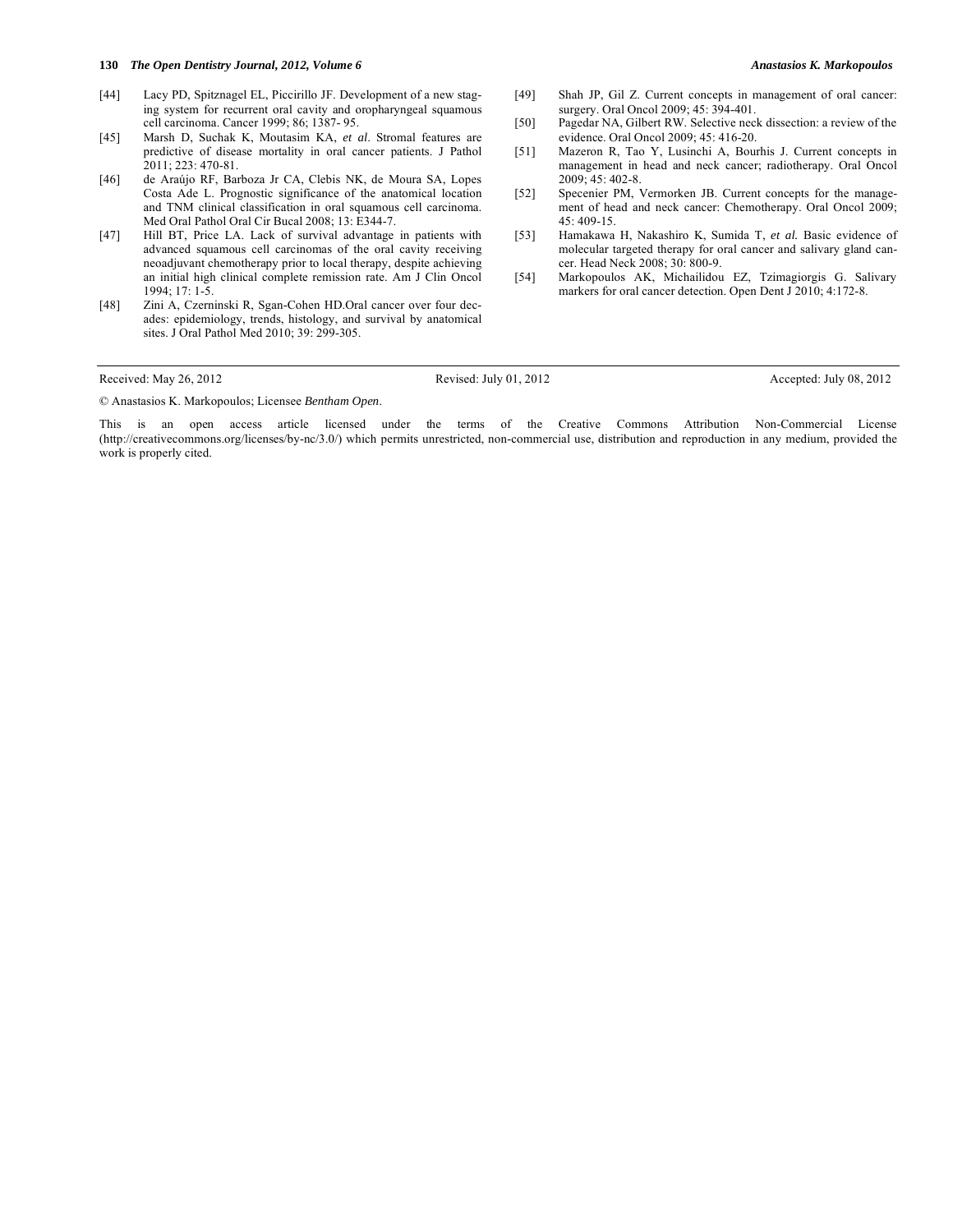[44] Lacy PD, Spitznagel EL, Piccirillo JF. Development of a new staging system for recurrent oral cavity and oropharyngeal squamous cell carcinoma. Cancer 1999; 86; 1387- 95.

[45] Marsh D, Suchak K, Moutasim KA, *et al*. Stromal features are predictive of disease mortality in oral cancer patients. J Pathol 2011; 223: 470-81.

[46] de Araújo RF, Barboza Jr CA, Clebis NK, de Moura SA, Lopes Costa Ade L. Prognostic significance of the anatomical location and TNM clinical classification in oral squamous cell carcinoma. Med Oral Pathol Oral Cir Bucal 2008; 13: E344-7.

[47] Hill BT, Price LA. Lack of survival advantage in patients with advanced squamous cell carcinomas of the oral cavity receiving neoadjuvant chemotherapy prior to local therapy, despite achieving an initial high clinical complete remission rate. Am J Clin Oncol 1994; 17: 1-5.

[48] Zini A, Czerninski R, Sgan-Cohen HD.Oral cancer over four decades: epidemiology, trends, histology, and survival by anatomical sites. J Oral Pathol Med 2010; 39: 299-305.

[49] Shah JP, Gil Z. Current concepts in management of oral cancer: surgery. Oral Oncol 2009; 45: 394-401.

[50] Pagedar NA, Gilbert RW. Selective neck dissection: a review of the evidence. Oral Oncol 2009; 45: 416-20.

[51] Mazeron R, Tao Y, Lusinchi A, Bourhis J. Current concepts in management in head and neck cancer; radiotherapy. Oral Oncol 2009; 45: 402-8.

[52] Specenier PM, Vermorken JB. Current concepts for the management of head and neck cancer: Chemotherapy. Oral Oncol 2009; 45: 409-15.

[53] Hamakawa H, Nakashiro K, Sumida T, *et al.* Basic evidence of molecular targeted therapy for oral cancer and salivary gland cancer. Head Neck 2008; 30: 800-9.

[54] Markopoulos AK, Michailidou EZ, Tzimagiorgis G. Salivary markers for oral cancer detection. Open Dent J 2010; 4:172-8.

---

Received: May 26, 2012 Revised: July 01, 2012 Accepted: July 08, 2012

© Anastasios K. Markopoulos; Licensee *Bentham Open*.

This is an open access article licensed under the terms of the Creative Commons Attribution Non-Commercial License (http://creativecommons.org/licenses/by-nc/3.0/) which permits unrestricted, non-commercial use, distribution and reproduction in any medium, provided the work is properly cited.